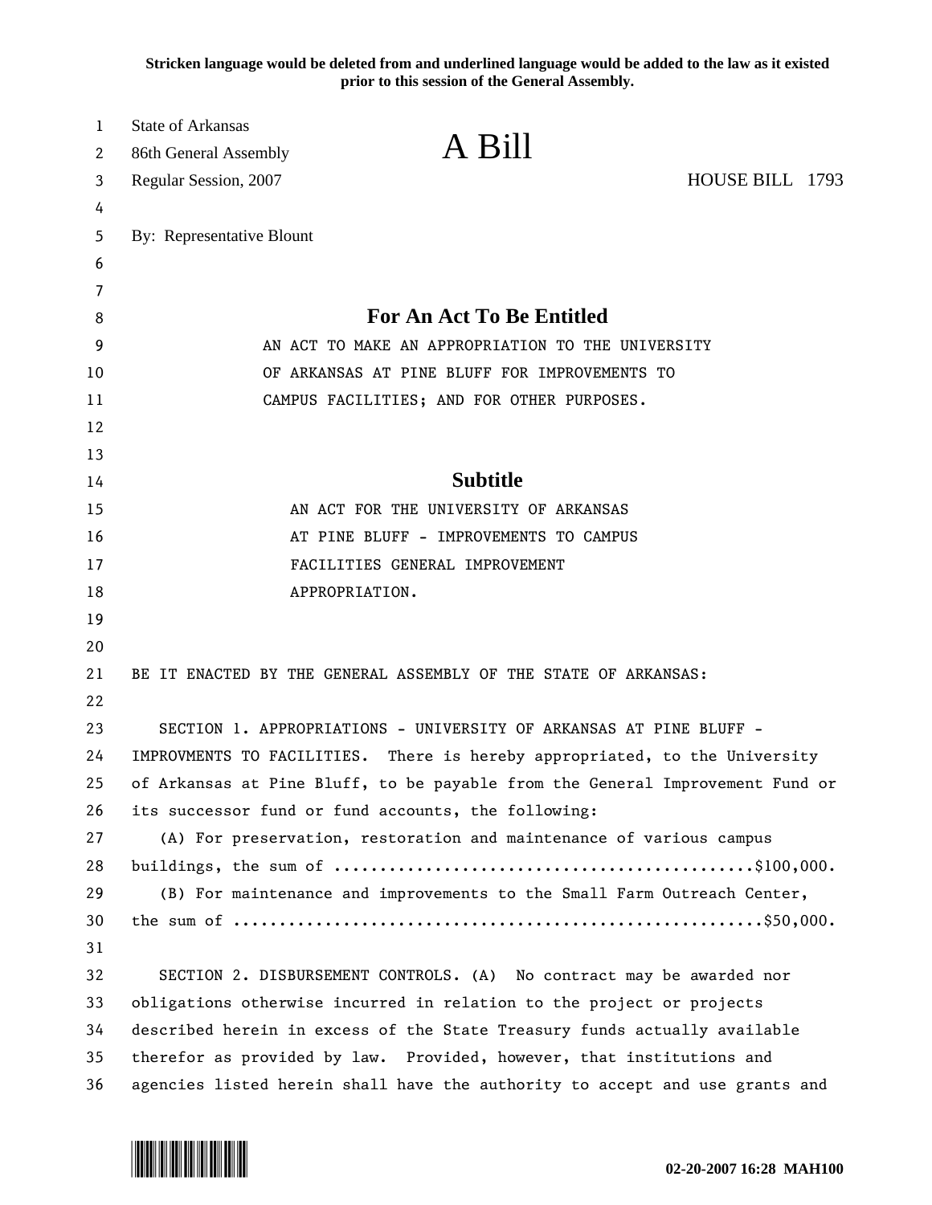Stricken language would be deleted from and underlined language would be added to the law as it existed prior to this session of the General Assembly.

State of Arkansas
86th General Assembly
Regular Session, 2007

# A Bill

HOUSE BILL 1793

By: Representative Blount

## For An Act To Be Entitled

AN ACT TO MAKE AN APPROPRIATION TO THE UNIVERSITY OF ARKANSAS AT PINE BLUFF FOR IMPROVEMENTS TO CAMPUS FACILITIES; AND FOR OTHER PURPOSES.

## Subtitle

AN ACT FOR THE UNIVERSITY OF ARKANSAS AT PINE BLUFF - IMPROVEMENTS TO CAMPUS FACILITIES GENERAL IMPROVEMENT APPROPRIATION.

BE IT ENACTED BY THE GENERAL ASSEMBLY OF THE STATE OF ARKANSAS:

SECTION 1. APPROPRIATIONS - UNIVERSITY OF ARKANSAS AT PINE BLUFF - IMPROVMENTS TO FACILITIES. There is hereby appropriated, to the University of Arkansas at Pine Bluff, to be payable from the General Improvement Fund or its successor fund or fund accounts, the following:

(A) For preservation, restoration and maintenance of various campus buildings, the sum of ..............................................$100,000.

(B) For maintenance and improvements to the Small Farm Outreach Center, the sum of ........................................................$50,000.

SECTION 2. DISBURSEMENT CONTROLS. (A) No contract may be awarded nor obligations otherwise incurred in relation to the project or projects described herein in excess of the State Treasury funds actually available therefor as provided by law. Provided, however, that institutions and agencies listed herein shall have the authority to accept and use grants and

02-20-2007 16:28 MAH100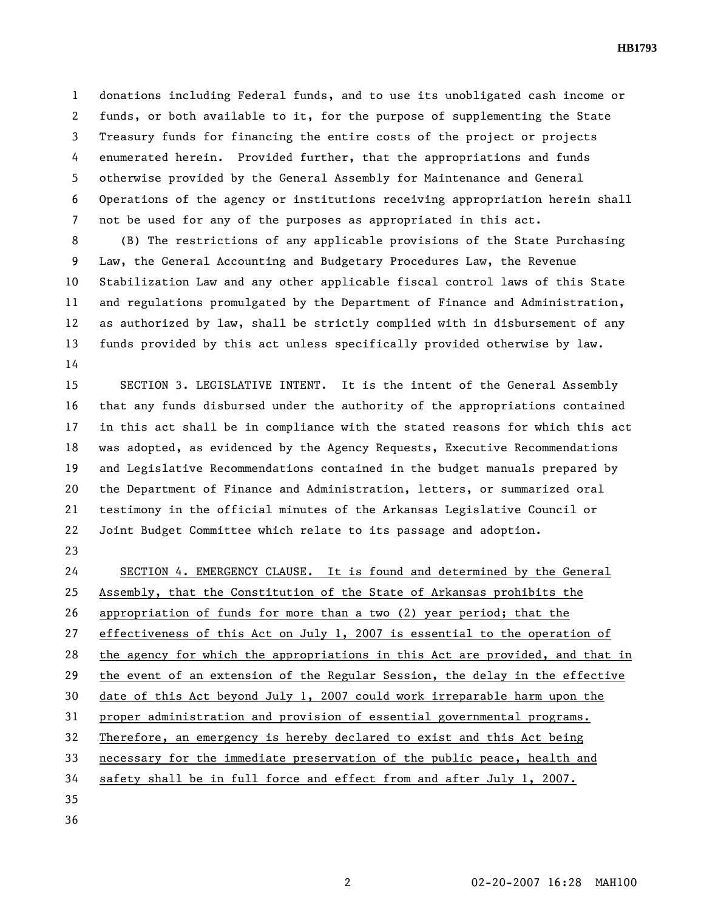donations including Federal funds, and to use its unobligated cash income or funds, or both available to it, for the purpose of supplementing the State Treasury funds for financing the entire costs of the project or projects enumerated herein. Provided further, that the appropriations and funds otherwise provided by the General Assembly for Maintenance and General Operations of the agency or institutions receiving appropriation herein shall not be used for any of the purposes as appropriated in this act.

(B) The restrictions of any applicable provisions of the State Purchasing Law, the General Accounting and Budgetary Procedures Law, the Revenue Stabilization Law and any other applicable fiscal control laws of this State and regulations promulgated by the Department of Finance and Administration, as authorized by law, shall be strictly complied with in disbursement of any funds provided by this act unless specifically provided otherwise by law.

SECTION 3. LEGISLATIVE INTENT. It is the intent of the General Assembly that any funds disbursed under the authority of the appropriations contained in this act shall be in compliance with the stated reasons for which this act was adopted, as evidenced by the Agency Requests, Executive Recommendations and Legislative Recommendations contained in the budget manuals prepared by the Department of Finance and Administration, letters, or summarized oral testimony in the official minutes of the Arkansas Legislative Council or Joint Budget Committee which relate to its passage and adoption.

SECTION 4. EMERGENCY CLAUSE. It is found and determined by the General Assembly, that the Constitution of the State of Arkansas prohibits the appropriation of funds for more than a two (2) year period; that the effectiveness of this Act on July 1, 2007 is essential to the operation of the agency for which the appropriations in this Act are provided, and that in the event of an extension of the Regular Session, the delay in the effective date of this Act beyond July 1, 2007 could work irreparable harm upon the proper administration and provision of essential governmental programs. Therefore, an emergency is hereby declared to exist and this Act being necessary for the immediate preservation of the public peace, health and safety shall be in full force and effect from and after July 1, 2007.